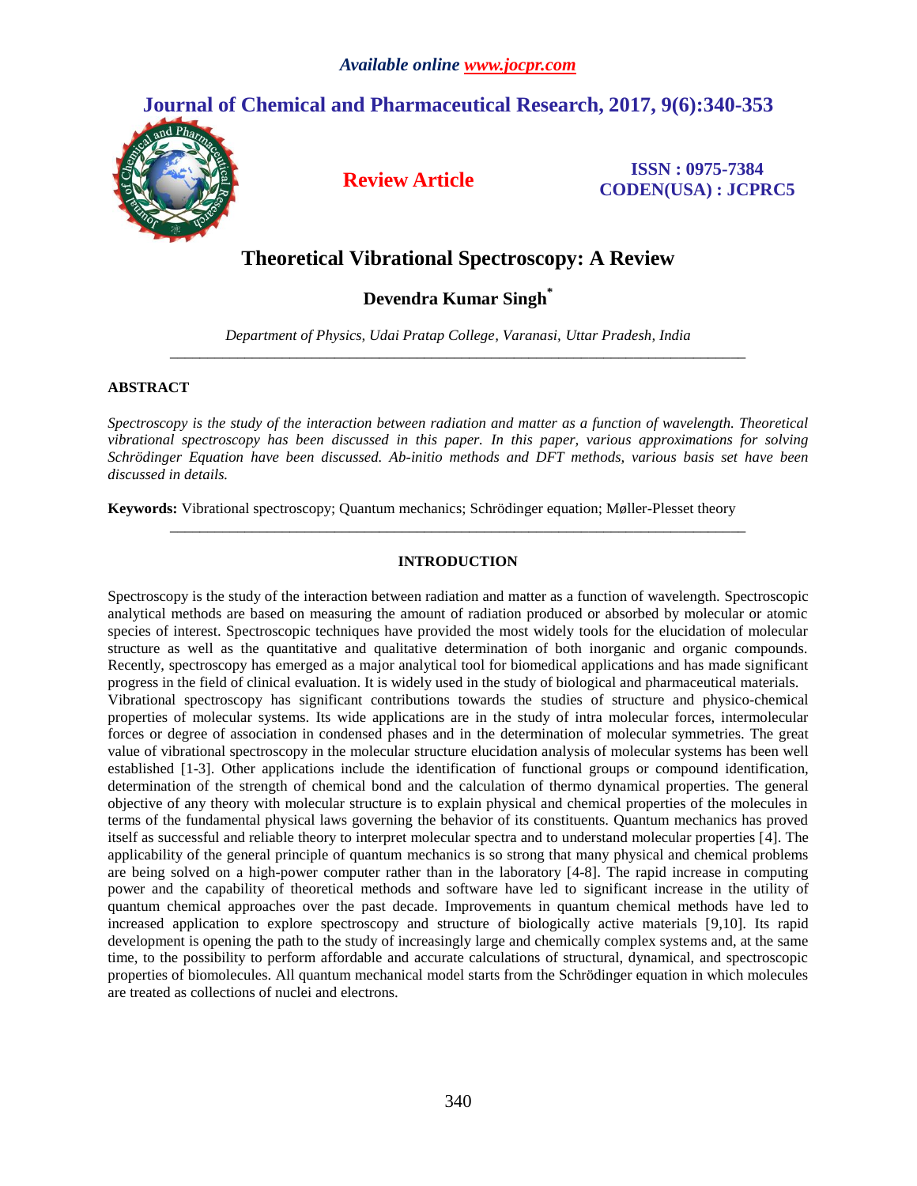# Theoretical Vibrational Spectroscopy: A Review

**Devendra Kumar Singh***

*Department of Physics, Udai Pratap College, Varanasi, Uttar Pradesh, India*

---

## ABSTRACT

*Spectroscopy is the study of the interaction between radiation and matter as a function of wavelength. Theoretical vibrational spectroscopy has been discussed in this paper. In this paper, various approximations for solving Schrödinger Equation have been discussed. Ab-initio methods and DFT methods, various basis set have been discussed in details.*

**Keywords:** Vibrational spectroscopy; Quantum mechanics; Schrödinger equation; Møller-Plesset theory

---

## INTRODUCTION

Spectroscopy is the study of the interaction between radiation and matter as a function of wavelength. Spectroscopic analytical methods are based on measuring the amount of radiation produced or absorbed by molecular or atomic species of interest. Spectroscopic techniques have provided the most widely tools for the elucidation of molecular structure as well as the quantitative and qualitative determination of both inorganic and organic compounds. Recently, spectroscopy has emerged as a major analytical tool for biomedical applications and has made significant progress in the field of clinical evaluation. It is widely used in the study of biological and pharmaceutical materials.

Vibrational spectroscopy has significant contributions towards the studies of structure and physico-chemical properties of molecular systems. Its wide applications are in the study of intra molecular forces, intermolecular forces or degree of association in condensed phases and in the determination of molecular symmetries. The great value of vibrational spectroscopy in the molecular structure elucidation analysis of molecular systems has been well established [1-3]. Other applications include the identification of functional groups or compound identification, determination of the strength of chemical bond and the calculation of thermo dynamical properties. The general objective of any theory with molecular structure is to explain physical and chemical properties of the molecules in terms of the fundamental physical laws governing the behavior of its constituents. Quantum mechanics has proved itself as successful and reliable theory to interpret molecular spectra and to understand molecular properties [4]. The applicability of the general principle of quantum mechanics is so strong that many physical and chemical problems are being solved on a high-power computer rather than in the laboratory [4-8]. The rapid increase in computing power and the capability of theoretical methods and software have led to significant increase in the utility of quantum chemical approaches over the past decade. Improvements in quantum chemical methods have led to increased application to explore spectroscopy and structure of biologically active materials [9,10]. Its rapid development is opening the path to the study of increasingly large and chemically complex systems and, at the same time, to the possibility to perform affordable and accurate calculations of structural, dynamical, and spectroscopic properties of biomolecules. All quantum mechanical model starts from the Schrödinger equation in which molecules are treated as collections of nuclei and electrons.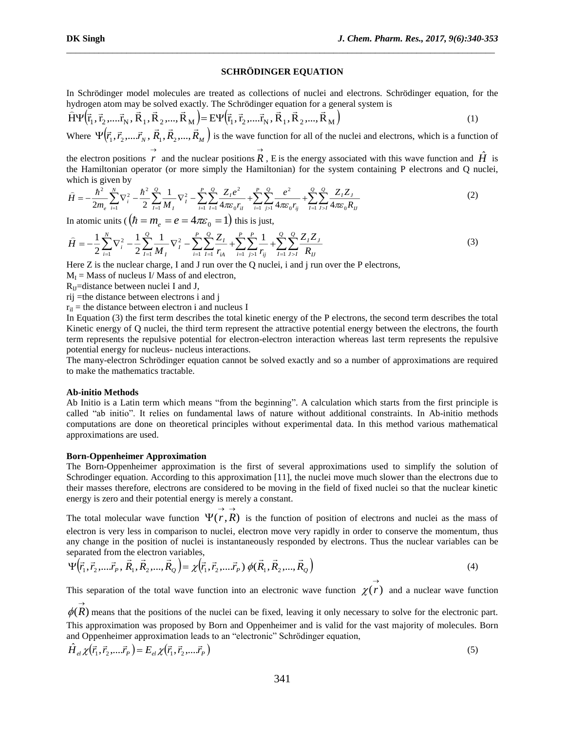## SCHRÖDINGER EQUATION

In Schrödinger model molecules are treated as collections of nuclei and electrons. Schrödinger equation, for the hydrogen atom may be solved exactly. The Schrödinger equation for a general system is

$$\hat{H}\Psi\left(\vec{r}_1, \vec{r}_2, ....\vec{r}_N, \vec{R}_1, \vec{R}_2, ..., \vec{R}_M\right) = E\Psi\left(\vec{r}_1, \vec{r}_2, ....\vec{r}_N, \vec{R}_1, \vec{R}_2, ..., \vec{R}_M\right) \tag{1}$$

Where $\Psi\left(\vec{r}_1, \vec{r}_2, ....\vec{r}_N, \vec{R}_1, \vec{R}_2, ..., \vec{R}_M\right)$ is the wave function for all of the nuclei and electrons, which is a function of the electron positions $\vec{r}$ and the nuclear positions $\vec{R}$, E is the energy associated with this wave function and $\hat{H}$ is the Hamiltonian operator (or more simply the Hamiltonian) for the system containing P electrons and Q nuclei, which is given by

$$\hat{H} = -\frac{\hbar^2}{2m_e}\sum_{i=1}^{N}\nabla_i^2 - \frac{\hbar^2}{2}\sum_{I=1}^{Q}\frac{1}{M_I}\nabla_I^2 - \sum_{i=1}^{P}\sum_{I=1}^{Q}\frac{Z_I e^2}{4\pi\varepsilon_0 r_{iI}} + \sum_{i=1}^{P}\sum_{j>1}^{Q}\frac{e^2}{4\pi\varepsilon_0 r_{ij}} + \sum_{I=1}^{Q}\sum_{J>I}^{Q}\frac{Z_I Z_J}{4\pi\varepsilon_0 R_{IJ}} \tag{2}$$

In atomic units ( $\left(\hbar = m_e = e = 4\pi\varepsilon_0 = 1\right)$ this is just,

$$\hat{H} = -\frac{1}{2}\sum_{i=1}^{N}\nabla_i^2 - \frac{1}{2}\sum_{I=1}^{Q}\frac{1}{M_I}\nabla_I^2 - \sum_{i=1}^{P}\sum_{I=1}^{Q}\frac{Z_I}{r_{iA}} + \sum_{i=1}^{P}\sum_{j>1}^{P}\frac{1}{r_{ij}} + \sum_{I=1}^{Q}\sum_{J>I}^{Q}\frac{Z_I Z_J}{R_{IJ}} \tag{3}$$

Here Z is the nuclear charge, I and J run over the Q nuclei, i and j run over the P electrons,

$M_I$ = Mass of nucleus I/ Mass of and electron,

$R_{IJ}$=distance between nuclei I and J,

rij =the distance between electrons i and j

$r_{iI}$ = the distance between electron i and nucleus I

In Equation (3) the first term describes the total kinetic energy of the P electrons, the second term describes the total Kinetic energy of Q nuclei, the third term represent the attractive potential energy between the electrons, the fourth term represents the repulsive potential for electron-electron interaction whereas last term represents the repulsive potential energy for nucleus- nucleus interactions.

The many-electron Schrödinger equation cannot be solved exactly and so a number of approximations are required to make the mathematics tractable.

**Ab-initio Methods**

Ab Initio is a Latin term which means "from the beginning". A calculation which starts from the first principle is called "ab initio". It relies on fundamental laws of nature without additional constraints. In Ab-initio methods computations are done on theoretical principles without experimental data. In this method various mathematical approximations are used.

**Born-Oppenheimer Approximation**

The Born-Oppenheimer approximation is the first of several approximations used to simplify the solution of Schrodinger equation. According to this approximation [11], the nuclei move much slower than the electrons due to their masses therefore, electrons are considered to be moving in the field of fixed nuclei so that the nuclear kinetic energy is zero and their potential energy is merely a constant.

The total molecular wave function $\Psi(\vec{r}, \vec{R})$ is the function of position of electrons and nuclei as the mass of electron is very less in comparison to nuclei, electron move very rapidly in order to conserve the momentum, thus any change in the position of nuclei is instantaneously responded by electrons. Thus the nuclear variables can be separated from the electron variables,

$$\Psi\left(\vec{r}_1, \vec{r}_2, ....\vec{r}_P, \vec{R}_1, \vec{R}_2, ..., \vec{R}_Q\right) = \chi\left(\vec{r}_1, \vec{r}_2, ....\vec{r}_P\right)\phi(\vec{R}_1, \vec{R}_2, ..., \vec{R}_Q) \tag{4}$$

This separation of the total wave function into an electronic wave function $\chi(\vec{r})$ and a nuclear wave function $\phi(\vec{R})$ means that the positions of the nuclei can be fixed, leaving it only necessary to solve for the electronic part. This approximation was proposed by Born and Oppenheimer and is valid for the vast majority of molecules. Born and Oppenheimer approximation leads to an "electronic" Schrödinger equation,

$$\hat{H}_{el}\chi\left(\vec{r}_1, \vec{r}_2, ....\vec{r}_P\right) = E_{el}\chi\left(\vec{r}_1, \vec{r}_2, ....\vec{r}_P\right) \tag{5}$$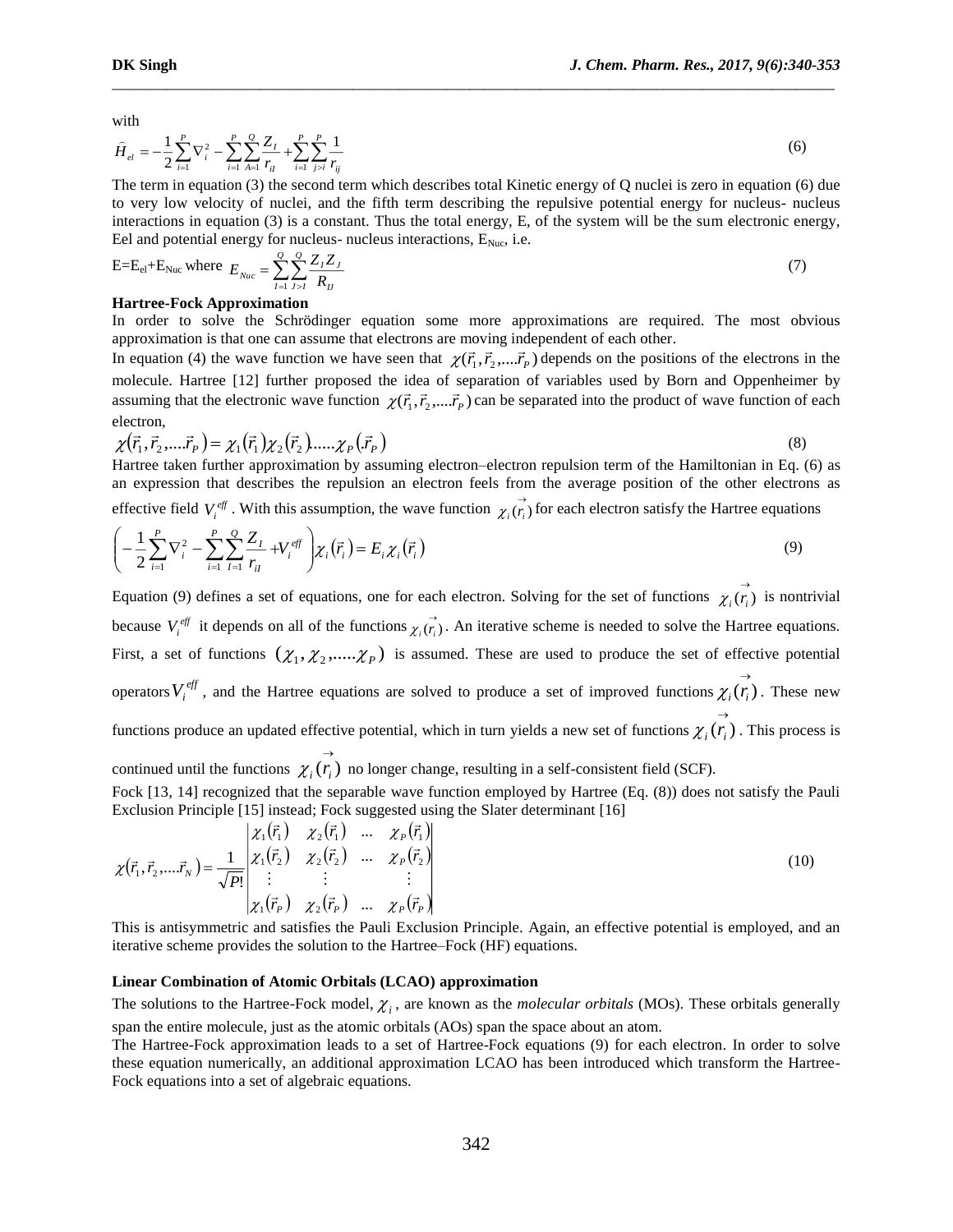with

$$\hat{H}_{el} = -\frac{1}{2}\sum_{i=1}^{P}\nabla_i^2 - \sum_{i=1}^{P}\sum_{A=1}^{Q}\frac{Z_I}{r_{iI}} + \sum_{i=1}^{P}\sum_{j>i}^{P}\frac{1}{r_{ij}} \tag{6}$$

The term in equation (3) the second term which describes total Kinetic energy of Q nuclei is zero in equation (6) due to very low velocity of nuclei, and the fifth term describing the repulsive potential energy for nucleus- nucleus interactions in equation (3) is a constant. Thus the total energy, E, of the system will be the sum electronic energy, Eel and potential energy for nucleus- nucleus interactions, $E_{Nuc}$, i.e.

$$E = E_{el} + E_{Nuc} \text{ where } E_{Nuc} = \sum_{I=1}^{Q}\sum_{J>I}^{Q}\frac{Z_I Z_J}{R_{IJ}} \tag{7}$$

**Hartree-Fock Approximation**

In order to solve the Schrödinger equation some more approximations are required. The most obvious approximation is that one can assume that electrons are moving independent of each other.

In equation (4) the wave function we have seen that $\chi(\vec{r}_1, \vec{r}_2, ....\vec{r}_P)$ depends on the positions of the electrons in the molecule. Hartree [12] further proposed the idea of separation of variables used by Born and Oppenheimer by assuming that the electronic wave function $\chi(\vec{r}_1, \vec{r}_2, ....\vec{r}_P)$ can be separated into the product of wave function of each electron,

$$\chi(\vec{r}_1, \vec{r}_2, ....\vec{r}_P) = \chi_1(\vec{r}_1)\chi_2(\vec{r}_2)......\chi_P(\vec{r}_P) \tag{8}$$

Hartree taken further approximation by assuming electron–electron repulsion term of the Hamiltonian in Eq. (6) as an expression that describes the repulsion an electron feels from the average position of the other electrons as effective field $V_i^{eff}$. With this assumption, the wave function $\chi_i(\vec{r}_i)$ for each electron satisfy the Hartree equations

$$\left(-\frac{1}{2}\sum_{i=1}^{P}\nabla_i^2 - \sum_{i=1}^{P}\sum_{I=1}^{Q}\frac{Z_I}{r_{iI}} + V_i^{eff}\right)\chi_i(\vec{r}_i) = E_i\chi_i(\vec{r}_i) \tag{9}$$

Equation (9) defines a set of equations, one for each electron. Solving for the set of functions $\chi_i(\vec{r}_i)$ is nontrivial because $V_i^{eff}$ it depends on all of the functions $\chi_i(\vec{r}_i)$. An iterative scheme is needed to solve the Hartree equations. First, a set of functions $(\chi_1, \chi_2, .....\chi_P)$ is assumed. These are used to produce the set of effective potential operators $V_i^{eff}$, and the Hartree equations are solved to produce a set of improved functions $\chi_i(\vec{r}_i)$. These new functions produce an updated effective potential, which in turn yields a new set of functions $\chi_i(\vec{r}_i)$. This process is continued until the functions $\chi_i(\vec{r}_i)$ no longer change, resulting in a self-consistent field (SCF).

Fock [13, 14] recognized that the separable wave function employed by Hartree (Eq. (8)) does not satisfy the Pauli Exclusion Principle [15] instead; Fock suggested using the Slater determinant [16]

$$\chi(\vec{r}_1, \vec{r}_2, ....\vec{r}_N) = \frac{1}{\sqrt{P!}}\begin{vmatrix} \chi_1(\vec{r}_1) & \chi_2(\vec{r}_1) & ... & \chi_P(\vec{r}_1) \\ \chi_1(\vec{r}_2) & \chi_2(\vec{r}_2) & ... & \chi_P(\vec{r}_2) \\ \vdots & \vdots & & \vdots \\ \chi_1(\vec{r}_P) & \chi_2(\vec{r}_P) & ... & \chi_P(\vec{r}_P) \end{vmatrix} \tag{10}$$

This is antisymmetric and satisfies the Pauli Exclusion Principle. Again, an effective potential is employed, and an iterative scheme provides the solution to the Hartree–Fock (HF) equations.

**Linear Combination of Atomic Orbitals (LCAO) approximation**

The solutions to the Hartree-Fock model, $\chi_i$, are known as the *molecular orbitals* (MOs). These orbitals generally span the entire molecule, just as the atomic orbitals (AOs) span the space about an atom.

The Hartree-Fock approximation leads to a set of Hartree-Fock equations (9) for each electron. In order to solve these equation numerically, an additional approximation LCAO has been introduced which transform the Hartree-Fock equations into a set of algebraic equations.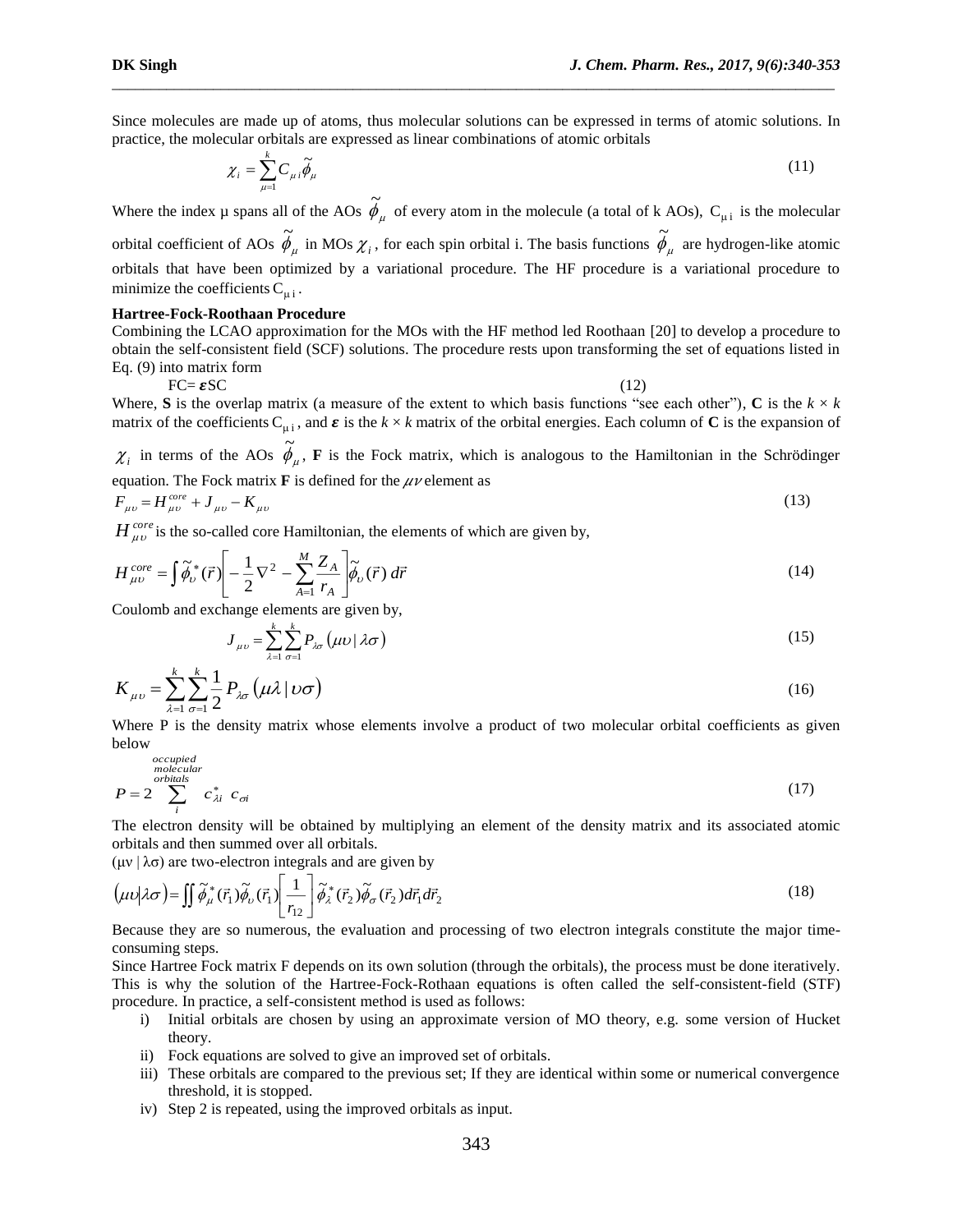Since molecules are made up of atoms, thus molecular solutions can be expressed in terms of atomic solutions. In practice, the molecular orbitals are expressed as linear combinations of atomic orbitals

$$\chi_i = \sum_{\mu=1}^{k} C_{\mu i} \tilde{\phi}_\mu \tag{11}$$

Where the index μ spans all of the AOs $\tilde{\phi}_\mu$ of every atom in the molecule (a total of k AOs), $C_{\mu i}$ is the molecular orbital coefficient of AOs $\tilde{\phi}_\mu$ in MOs $\chi_i$, for each spin orbital i. The basis functions $\tilde{\phi}_\mu$ are hydrogen-like atomic orbitals that have been optimized by a variational procedure. The HF procedure is a variational procedure to minimize the coefficients $C_{\mu i}$.

**Hartree-Fock-Roothaan Procedure**

Combining the LCAO approximation for the MOs with the HF method led Roothaan [20] to develop a procedure to obtain the self-consistent field (SCF) solutions. The procedure rests upon transforming the set of equations listed in Eq. (9) into matrix form

$$FC = \boldsymbol{\varepsilon} SC \tag{12}$$

Where, **S** is the overlap matrix (a measure of the extent to which basis functions "see each other"), **C** is the $k \times k$ matrix of the coefficients $C_{\mu i}$, and $\boldsymbol{\varepsilon}$ is the $k \times k$ matrix of the orbital energies. Each column of **C** is the expansion of $\chi_i$ in terms of the AOs $\tilde{\phi}_\mu$, **F** is the Fock matrix, which is analogous to the Hamiltonian in the Schrödinger equation. The Fock matrix **F** is defined for the $\mu\nu$ element as

$$F_{\mu\upsilon} = H_{\mu\upsilon}^{core} + J_{\mu\upsilon} - K_{\mu\upsilon} \tag{13}$$

$H_{\mu\upsilon}^{core}$ is the so-called core Hamiltonian, the elements of which are given by,

$$H_{\mu\upsilon}^{core} = \int \tilde{\phi}_\upsilon^*(\vec{r}) \left[ -\frac{1}{2}\nabla^2 - \sum_{A=1}^{M} \frac{Z_A}{r_A} \right] \tilde{\phi}_\upsilon(\vec{r})\, d\vec{r} \tag{14}$$

Coulomb and exchange elements are given by,

$$J_{\mu\upsilon} = \sum_{\lambda=1}^{k} \sum_{\sigma=1}^{k} P_{\lambda\sigma} \left( \mu\upsilon \,|\, \lambda\sigma \right) \tag{15}$$

$$K_{\mu\upsilon} = \sum_{\lambda=1}^{k} \sum_{\sigma=1}^{k} \frac{1}{2} P_{\lambda\sigma} \left( \mu\lambda \,|\, \upsilon\sigma \right) \tag{16}$$

Where P is the density matrix whose elements involve a product of two molecular orbital coefficients as given below

$$P = 2 \sum_{i}^{\substack{occupied \\ molecular \\ orbitals}} c_{\lambda i}^* \; c_{\sigma i} \tag{17}$$

The electron density will be obtained by multiplying an element of the density matrix and its associated atomic orbitals and then summed over all orbitals.

$(\mu\nu \,|\, \lambda\sigma)$ are two-electron integrals and are given by

$$\left( \mu\upsilon \middle| \lambda\sigma \right) = \iint \tilde{\phi}_\mu^*(\vec{r}_1) \tilde{\phi}_\upsilon(\vec{r}_1) \left[ \frac{1}{r_{12}} \right] \tilde{\phi}_\lambda^*(\vec{r}_2) \tilde{\phi}_\sigma(\vec{r}_2) d\vec{r}_1 d\vec{r}_2 \tag{18}$$

Because they are so numerous, the evaluation and processing of two electron integrals constitute the major time-consuming steps.

Since Hartree Fock matrix F depends on its own solution (through the orbitals), the process must be done iteratively. This is why the solution of the Hartree-Fock-Rothaan equations is often called the self-consistent-field (STF) procedure. In practice, a self-consistent method is used as follows:

i) Initial orbitals are chosen by using an approximate version of MO theory, e.g. some version of Hucket theory.
ii) Fock equations are solved to give an improved set of orbitals.
iii) These orbitals are compared to the previous set; If they are identical within some or numerical convergence threshold, it is stopped.
iv) Step 2 is repeated, using the improved orbitals as input.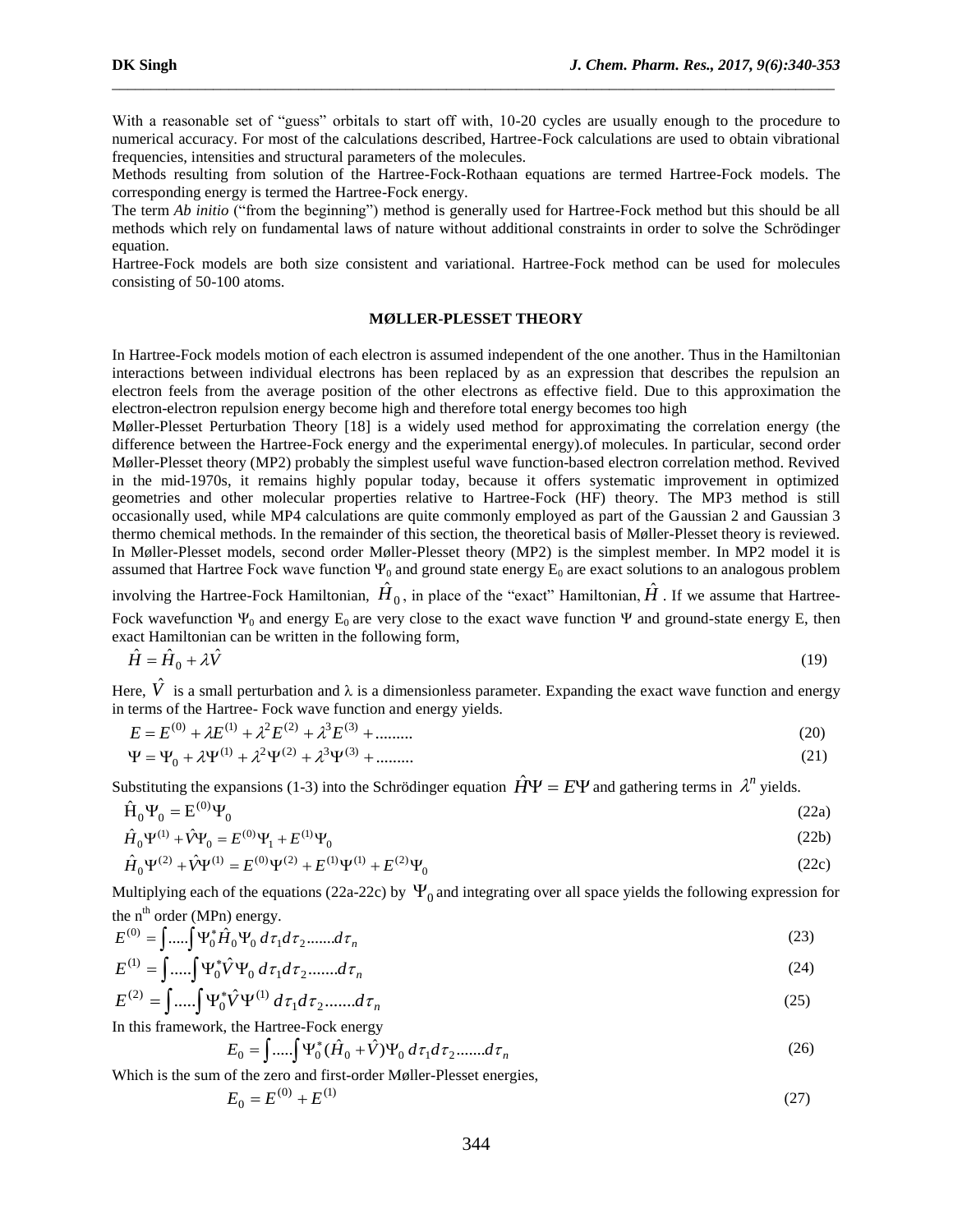With a reasonable set of "guess" orbitals to start off with, 10-20 cycles are usually enough to the procedure to numerical accuracy. For most of the calculations described, Hartree-Fock calculations are used to obtain vibrational frequencies, intensities and structural parameters of the molecules.

Methods resulting from solution of the Hartree-Fock-Rothaan equations are termed Hartree-Fock models. The corresponding energy is termed the Hartree-Fock energy.

The term *Ab initio* ("from the beginning") method is generally used for Hartree-Fock method but this should be all methods which rely on fundamental laws of nature without additional constraints in order to solve the Schrödinger equation.

Hartree-Fock models are both size consistent and variational. Hartree-Fock method can be used for molecules consisting of 50-100 atoms.

## MØLLER-PLESSET THEORY

In Hartree-Fock models motion of each electron is assumed independent of the one another. Thus in the Hamiltonian interactions between individual electrons has been replaced by as an expression that describes the repulsion an electron feels from the average position of the other electrons as effective field. Due to this approximation the electron-electron repulsion energy become high and therefore total energy becomes too high

Møller-Plesset Perturbation Theory [18] is a widely used method for approximating the correlation energy (the difference between the Hartree-Fock energy and the experimental energy).of molecules. In particular, second order Møller-Plesset theory (MP2) probably the simplest useful wave function-based electron correlation method. Revived in the mid-1970s, it remains highly popular today, because it offers systematic improvement in optimized geometries and other molecular properties relative to Hartree-Fock (HF) theory. The MP3 method is still occasionally used, while MP4 calculations are quite commonly employed as part of the Gaussian 2 and Gaussian 3 thermo chemical methods. In the remainder of this section, the theoretical basis of Møller-Plesset theory is reviewed.

In Møller-Plesset models, second order Møller-Plesset theory (MP2) is the simplest member. In MP2 model it is assumed that Hartree Fock wave function $\Psi_0$ and ground state energy $E_0$ are exact solutions to an analogous problem involving the Hartree-Fock Hamiltonian, $\hat{H}_0$, in place of the "exact" Hamiltonian, $\hat{H}$. If we assume that Hartree-Fock wavefunction $\Psi_0$ and energy $E_0$ are very close to the exact wave function $\Psi$ and ground-state energy E, then exact Hamiltonian can be written in the following form,

$$\hat{H} = \hat{H}_0 + \lambda \hat{V} \tag{19}$$

Here, $\hat{V}$ is a small perturbation and $\lambda$ is a dimensionless parameter. Expanding the exact wave function and energy in terms of the Hartree- Fock wave function and energy yields.

$$E = E^{(0)} + \lambda E^{(1)} + \lambda^2 E^{(2)} + \lambda^3 E^{(3)} + \dots\dots\dots \tag{20}$$

$$\Psi = \Psi_0 + \lambda \Psi^{(1)} + \lambda^2 \Psi^{(2)} + \lambda^3 \Psi^{(3)} + \dots\dots\dots \tag{21}$$

Substituting the expansions (1-3) into the Schrödinger equation $\hat{H}\Psi = E\Psi$ and gathering terms in $\lambda^n$ yields.

$$\hat{H}_0 \Psi_0 = E^{(0)} \Psi_0 \tag{22a}$$

$$\hat{H}_0 \Psi^{(1)} + \hat{V}\Psi_0 = E^{(0)}\Psi_1 + E^{(1)}\Psi_0 \tag{22b}$$

$$\hat{H}_0 \Psi^{(2)} + \hat{V}\Psi^{(1)} = E^{(0)}\Psi^{(2)} + E^{(1)}\Psi^{(1)} + E^{(2)}\Psi_0 \tag{22c}$$

Multiplying each of the equations (22a-22c) by $\Psi_0$ and integrating over all space yields the following expression for the n[th] order (MPn) energy.

$$E^{(0)} = \int \dots . \int \Psi_0^* \hat{H}_0 \Psi_0 \, d\tau_1 d\tau_2 \dots\dots . d\tau_n \tag{23}$$

$$E^{(1)} = \int \dots . \int \Psi_0^* \hat{V} \Psi_0 \, d\tau_1 d\tau_2 \dots\dots . d\tau_n \tag{24}$$

$$E^{(2)} = \int \dots . \int \Psi_0^* \hat{V} \Psi^{(1)} \, d\tau_1 d\tau_2 \dots\dots . d\tau_n \tag{25}$$

In this framework, the Hartree-Fock energy

$$E_0 = \int \dots . \int \Psi_0^* (\hat{H}_0 + \hat{V}) \Psi_0 \, d\tau_1 d\tau_2 \dots\dots . d\tau_n \tag{26}$$

Which is the sum of the zero and first-order Møller-Plesset energies,

$$E_0 = E^{(0)} + E^{(1)} \tag{27}$$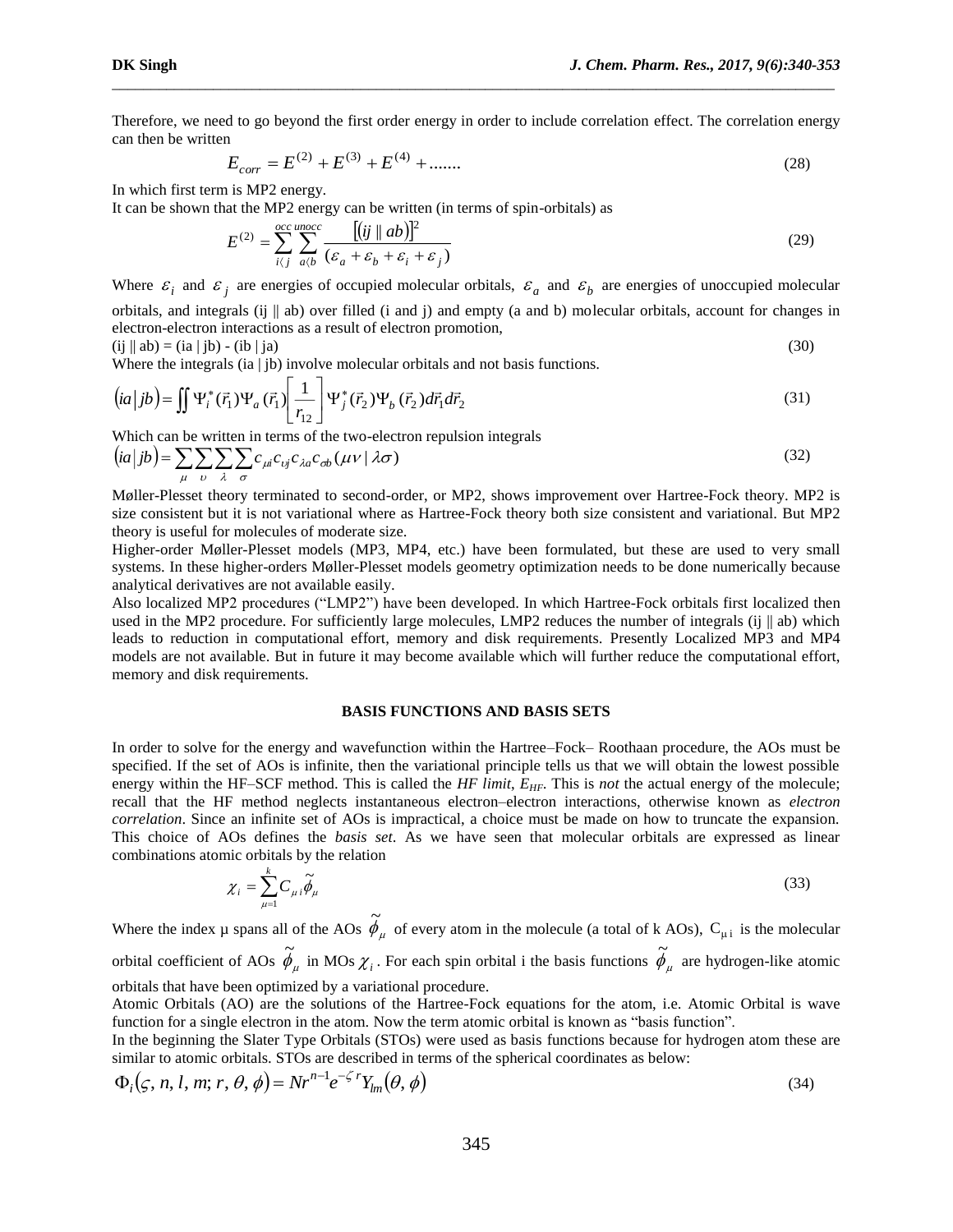Therefore, we need to go beyond the first order energy in order to include correlation effect. The correlation energy can then be written

$$E_{corr} = E^{(2)} + E^{(3)} + E^{(4)} + ....... \tag{28}$$

In which first term is MP2 energy.

It can be shown that the MP2 energy can be written (in terms of spin-orbitals) as

$$E^{(2)} = \sum_{i \langle j}^{occ} \sum_{a \langle b}^{unocc} \frac{[(ij \parallel ab)]^2}{(\varepsilon_a + \varepsilon_b + \varepsilon_i + \varepsilon_j)} \tag{29}$$

Where $\varepsilon_i$ and $\varepsilon_j$ are energies of occupied molecular orbitals, $\varepsilon_a$ and $\varepsilon_b$ are energies of unoccupied molecular orbitals, and integrals (ij || ab) over filled (i and j) and empty (a and b) molecular orbitals, account for changes in electron-electron interactions as a result of electron promotion,

$$(ij \parallel ab) = (ia \mid jb) - (ib \mid ja) \tag{30}$$

Where the integrals (ia | jb) involve molecular orbitals and not basis functions.

$$(ia \mid jb) = \iint \Psi_i^*(\vec{r}_1)\Psi_a(\vec{r}_1)\left[\frac{1}{r_{12}}\right]\Psi_j^*(\vec{r}_2)\Psi_b(\vec{r}_2)d\vec{r}_1 d\vec{r}_2 \tag{31}$$

Which can be written in terms of the two-electron repulsion integrals

$$(ia \mid jb) = \sum_{\mu}\sum_{\upsilon}\sum_{\lambda}\sum_{\sigma} c_{\mu i} c_{\upsilon j} c_{\lambda a} c_{\sigma b} (\mu\nu \mid \lambda\sigma) \tag{32}$$

Møller-Plesset theory terminated to second-order, or MP2, shows improvement over Hartree-Fock theory. MP2 is size consistent but it is not variational where as Hartree-Fock theory both size consistent and variational. But MP2 theory is useful for molecules of moderate size.

Higher-order Møller-Plesset models (MP3, MP4, etc.) have been formulated, but these are used to very small systems. In these higher-orders Møller-Plesset models geometry optimization needs to be done numerically because analytical derivatives are not available easily.

Also localized MP2 procedures ("LMP2") have been developed. In which Hartree-Fock orbitals first localized then used in the MP2 procedure. For sufficiently large molecules, LMP2 reduces the number of integrals (ij || ab) which leads to reduction in computational effort, memory and disk requirements. Presently Localized MP3 and MP4 models are not available. But in future it may become available which will further reduce the computational effort, memory and disk requirements.

## BASIS FUNCTIONS AND BASIS SETS

In order to solve for the energy and wavefunction within the Hartree–Fock– Roothaan procedure, the AOs must be specified. If the set of AOs is infinite, then the variational principle tells us that we will obtain the lowest possible energy within the HF–SCF method. This is called the *HF limit*, $E_{HF}$. This is *not* the actual energy of the molecule; recall that the HF method neglects instantaneous electron–electron interactions, otherwise known as *electron correlation*. Since an infinite set of AOs is impractical, a choice must be made on how to truncate the expansion. This choice of AOs defines the *basis set*. As we have seen that molecular orbitals are expressed as linear combinations atomic orbitals by the relation

$$\chi_i = \sum_{\mu=1}^{k} C_{\mu i} \tilde{\phi}_{\mu} \tag{33}$$

Where the index μ spans all of the AOs $\tilde{\phi}_{\mu}$ of every atom in the molecule (a total of k AOs), $C_{\mu i}$ is the molecular orbital coefficient of AOs $\tilde{\phi}_{\mu}$ in MOs $\chi_i$. For each spin orbital i the basis functions $\tilde{\phi}_{\mu}$ are hydrogen-like atomic orbitals that have been optimized by a variational procedure.

Atomic Orbitals (AO) are the solutions of the Hartree-Fock equations for the atom, i.e. Atomic Orbital is wave function for a single electron in the atom. Now the term atomic orbital is known as "basis function".

In the beginning the Slater Type Orbitals (STOs) were used as basis functions because for hydrogen atom these are similar to atomic orbitals. STOs are described in terms of the spherical coordinates as below:

$$\Phi_i(\varsigma, n, l, m; r, \theta, \phi) = N r^{n-1} e^{-\zeta r} Y_{lm}(\theta, \phi) \tag{34}$$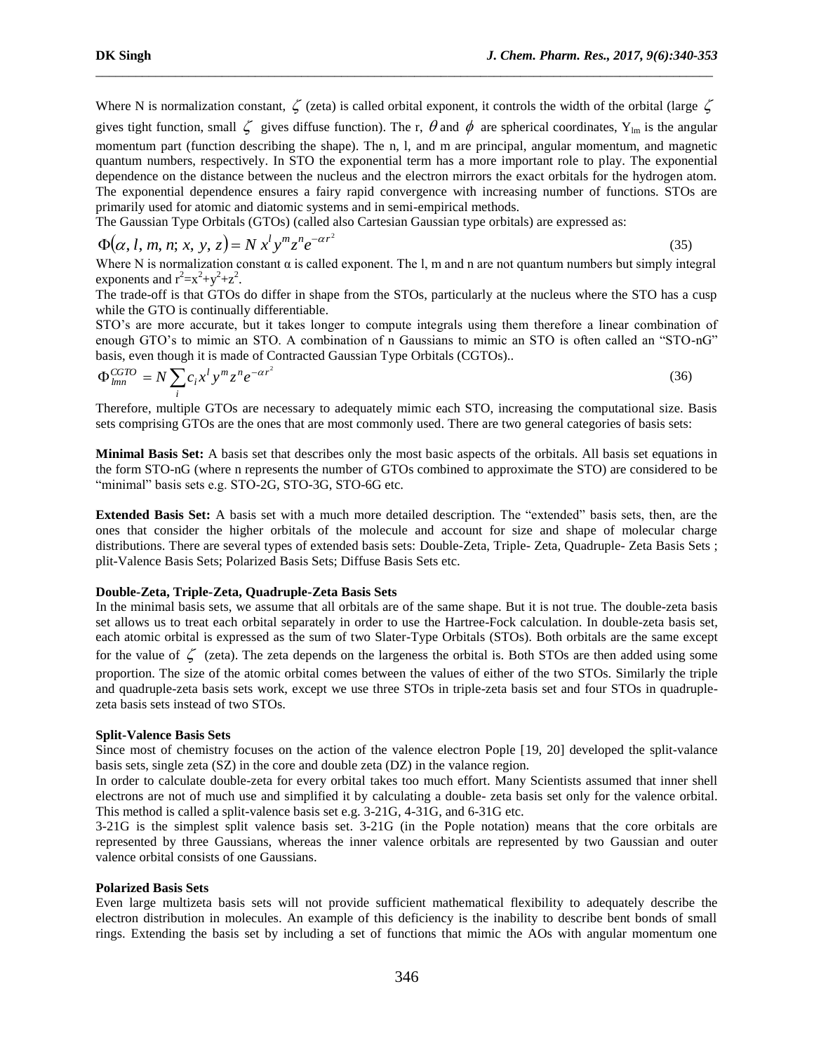Where N is normalization constant, $\zeta$ (zeta) is called orbital exponent, it controls the width of the orbital (large $\zeta$ gives tight function, small $\zeta$ gives diffuse function). The r, $\theta$ and $\phi$ are spherical coordinates, $Y_{lm}$ is the angular momentum part (function describing the shape). The n, l, and m are principal, angular momentum, and magnetic quantum numbers, respectively. In STO the exponential term has a more important role to play. The exponential dependence on the distance between the nucleus and the electron mirrors the exact orbitals for the hydrogen atom. The exponential dependence ensures a fairy rapid convergence with increasing number of functions. STOs are primarily used for atomic and diatomic systems and in semi-empirical methods.

The Gaussian Type Orbitals (GTOs) (called also Cartesian Gaussian type orbitals) are expressed as:

$$\Phi(\alpha, l, m, n; x, y, z) = N\, x^l y^m z^n e^{-\alpha r^2} \tag{35}$$

Where N is normalization constant α is called exponent. The l, m and n are not quantum numbers but simply integral exponents and $r^2=x^2+y^2+z^2$.

The trade-off is that GTOs do differ in shape from the STOs, particularly at the nucleus where the STO has a cusp while the GTO is continually differentiable.

STO's are more accurate, but it takes longer to compute integrals using them therefore a linear combination of enough GTO's to mimic an STO. A combination of n Gaussians to mimic an STO is often called an "STO-nG" basis, even though it is made of Contracted Gaussian Type Orbitals (CGTOs)..

$$\Phi_{lmn}^{CGTO} = N \sum_i c_i x^l y^m z^n e^{-\alpha r^2} \tag{36}$$

Therefore, multiple GTOs are necessary to adequately mimic each STO, increasing the computational size. Basis sets comprising GTOs are the ones that are most commonly used. There are two general categories of basis sets:

**Minimal Basis Set:** A basis set that describes only the most basic aspects of the orbitals. All basis set equations in the form STO-nG (where n represents the number of GTOs combined to approximate the STO) are considered to be "minimal" basis sets e.g. STO-2G, STO-3G, STO-6G etc.

**Extended Basis Set:** A basis set with a much more detailed description. The "extended" basis sets, then, are the ones that consider the higher orbitals of the molecule and account for size and shape of molecular charge distributions. There are several types of extended basis sets: Double-Zeta, Triple- Zeta, Quadruple- Zeta Basis Sets ; plit-Valence Basis Sets; Polarized Basis Sets; Diffuse Basis Sets etc.

**Double-Zeta, Triple-Zeta, Quadruple-Zeta Basis Sets**

In the minimal basis sets, we assume that all orbitals are of the same shape. But it is not true. The double-zeta basis set allows us to treat each orbital separately in order to use the Hartree-Fock calculation. In double-zeta basis set, each atomic orbital is expressed as the sum of two Slater-Type Orbitals (STOs). Both orbitals are the same except for the value of $\zeta$ (zeta). The zeta depends on the largeness the orbital is. Both STOs are then added using some proportion. The size of the atomic orbital comes between the values of either of the two STOs. Similarly the triple and quadruple-zeta basis sets work, except we use three STOs in triple-zeta basis set and four STOs in quadruple-zeta basis sets instead of two STOs.

**Split-Valence Basis Sets**

Since most of chemistry focuses on the action of the valence electron Pople [19, 20] developed the split-valance basis sets, single zeta (SZ) in the core and double zeta (DZ) in the valance region.

In order to calculate double-zeta for every orbital takes too much effort. Many Scientists assumed that inner shell electrons are not of much use and simplified it by calculating a double- zeta basis set only for the valence orbital. This method is called a split-valence basis set e.g. 3-21G, 4-31G, and 6-31G etc.

3-21G is the simplest split valence basis set. 3-21G (in the Pople notation) means that the core orbitals are represented by three Gaussians, whereas the inner valence orbitals are represented by two Gaussian and outer valence orbital consists of one Gaussians.

**Polarized Basis Sets**

Even large multizeta basis sets will not provide sufficient mathematical flexibility to adequately describe the electron distribution in molecules. An example of this deficiency is the inability to describe bent bonds of small rings. Extending the basis set by including a set of functions that mimic the AOs with angular momentum one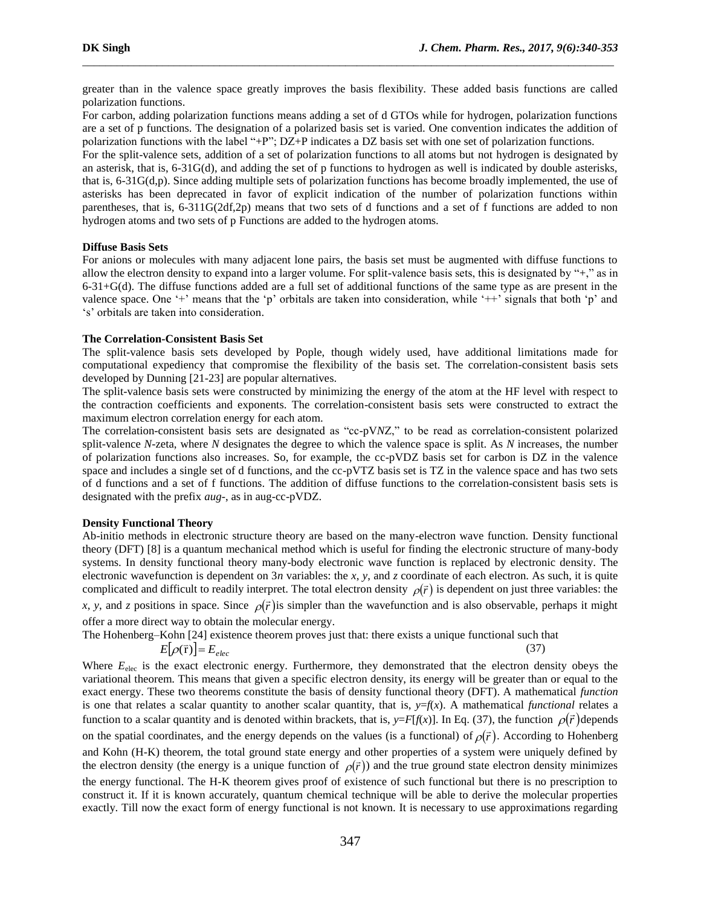greater than in the valence space greatly improves the basis flexibility. These added basis functions are called polarization functions.

For carbon, adding polarization functions means adding a set of d GTOs while for hydrogen, polarization functions are a set of p functions. The designation of a polarized basis set is varied. One convention indicates the addition of polarization functions with the label "+P"; DZ+P indicates a DZ basis set with one set of polarization functions.

For the split-valence sets, addition of a set of polarization functions to all atoms but not hydrogen is designated by an asterisk, that is, 6-31G(d), and adding the set of p functions to hydrogen as well is indicated by double asterisks, that is, 6-31G(d,p). Since adding multiple sets of polarization functions has become broadly implemented, the use of asterisks has been deprecated in favor of explicit indication of the number of polarization functions within parentheses, that is, 6-311G(2df,2p) means that two sets of d functions and a set of f functions are added to non hydrogen atoms and two sets of p Functions are added to the hydrogen atoms.

**Diffuse Basis Sets**

For anions or molecules with many adjacent lone pairs, the basis set must be augmented with diffuse functions to allow the electron density to expand into a larger volume. For split-valence basis sets, this is designated by "+," as in 6-31+G(d). The diffuse functions added are a full set of additional functions of the same type as are present in the valence space. One '+' means that the 'p' orbitals are taken into consideration, while '++' signals that both 'p' and 's' orbitals are taken into consideration.

**The Correlation-Consistent Basis Set**

The split-valence basis sets developed by Pople, though widely used, have additional limitations made for computational expediency that compromise the flexibility of the basis set. The correlation-consistent basis sets developed by Dunning [21-23] are popular alternatives.

The split-valence basis sets were constructed by minimizing the energy of the atom at the HF level with respect to the contraction coefficients and exponents. The correlation-consistent basis sets were constructed to extract the maximum electron correlation energy for each atom.

The correlation-consistent basis sets are designated as "cc-pV*N*Z," to be read as correlation-consistent polarized split-valence *N*-zeta, where *N* designates the degree to which the valence space is split. As *N* increases, the number of polarization functions also increases. So, for example, the cc-pVDZ basis set for carbon is DZ in the valence space and includes a single set of d functions, and the cc-pVTZ basis set is TZ in the valence space and has two sets of d functions and a set of f functions. The addition of diffuse functions to the correlation-consistent basis sets is designated with the prefix *aug-*, as in aug-cc-pVDZ.

**Density Functional Theory**

Ab-initio methods in electronic structure theory are based on the many-electron wave function. Density functional theory (DFT) [8] is a quantum mechanical method which is useful for finding the electronic structure of many-body systems. In density functional theory many-body electronic wave function is replaced by electronic density. The electronic wavefunction is dependent on 3*n* variables: the *x*, *y*, and *z* coordinate of each electron. As such, it is quite complicated and difficult to readily interpret. The total electron density $\rho(\vec{r})$ is dependent on just three variables: the *x, y*, and *z* positions in space. Since $\rho(\vec{r})$ is simpler than the wavefunction and is also observable, perhaps it might offer a more direct way to obtain the molecular energy.

The Hohenberg–Kohn [24] existence theorem proves just that: there exists a unique functional such that

$$E[\rho(\vec{r})] = E_{elec} \tag{37}$$

Where $E_{elec}$ is the exact electronic energy. Furthermore, they demonstrated that the electron density obeys the variational theorem. This means that given a specific electron density, its energy will be greater than or equal to the exact energy. These two theorems constitute the basis of density functional theory (DFT). A mathematical *function* is one that relates a scalar quantity to another scalar quantity, that is, $y=f(x)$. A mathematical *functional* relates a function to a scalar quantity and is denoted within brackets, that is, $y=F[f(x)]$. In Eq. (37), the function $\rho(\vec{r})$ depends on the spatial coordinates, and the energy depends on the values (is a functional) of $\rho(\vec{r})$. According to Hohenberg and Kohn (H-K) theorem, the total ground state energy and other properties of a system were uniquely defined by the electron density (the energy is a unique function of $\rho(\vec{r})$) and the true ground state electron density minimizes the energy functional. The H-K theorem gives proof of existence of such functional but there is no prescription to construct it. If it is known accurately, quantum chemical technique will be able to derive the molecular properties exactly. Till now the exact form of energy functional is not known. It is necessary to use approximations regarding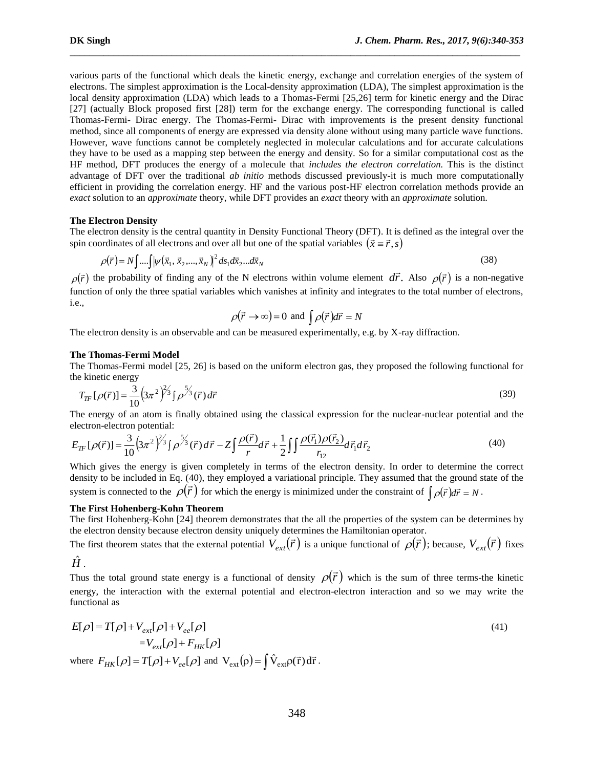various parts of the functional which deals the kinetic energy, exchange and correlation energies of the system of electrons. The simplest approximation is the Local-density approximation (LDA), The simplest approximation is the local density approximation (LDA) which leads to a Thomas-Fermi [25,26] term for kinetic energy and the Dirac [27] (actually Block proposed first [28]) term for the exchange energy. The corresponding functional is called Thomas-Fermi- Dirac energy. The Thomas-Fermi- Dirac with improvements is the present density functional method, since all components of energy are expressed via density alone without using many particle wave functions. However, wave functions cannot be completely neglected in molecular calculations and for accurate calculations they have to be used as a mapping step between the energy and density. So for a similar computational cost as the HF method, DFT produces the energy of a molecule that *includes the electron correlation.* This is the distinct advantage of DFT over the traditional *ab initio* methods discussed previously-it is much more computationally efficient in providing the correlation energy. HF and the various post-HF electron correlation methods provide an *exact* solution to an *approximate* theory, while DFT provides an *exact* theory with an *approximate* solution.

**The Electron Density**

The electron density is the central quantity in Density Functional Theory (DFT). It is defined as the integral over the spin coordinates of all electrons and over all but one of the spatial variables $(\vec{x} \equiv \vec{r}, s)$

$$\rho(\vec{r}) = N\int ....\int \left|\psi(\vec{x}_1, \vec{x}_2, ..., \vec{x}_N)\right|^2 ds_1 d\vec{x}_2 ... d\vec{x}_N \tag{38}$$

$\rho(\vec{r})$ the probability of finding any of the N electrons within volume element $d\vec{r}$. Also $\rho(\vec{r})$ is a non-negative function of only the three spatial variables which vanishes at infinity and integrates to the total number of electrons, i.e.,

$$\rho(\vec{r} \to \infty) = 0 \text{ and } \int \rho(\vec{r}) d\vec{r} = N$$

The electron density is an observable and can be measured experimentally, e.g. by X-ray diffraction.

**The Thomas-Fermi Model**

The Thomas-Fermi model [25, 26] is based on the uniform electron gas, they proposed the following functional for the kinetic energy

$$T_{TF}[\rho(\vec{r})] = \frac{3}{10}\left(3\pi^2\right)^{2/3} \int \rho^{5/3}(\vec{r})\, d\vec{r} \tag{39}$$

The energy of an atom is finally obtained using the classical expression for the nuclear-nuclear potential and the electron-electron potential:

$$E_{TF}[\rho(\vec{r})] = \frac{3}{10}\left(3\pi^2\right)^{2/3} \int \rho^{5/3}(\vec{r})\, d\vec{r} - Z\int \frac{\rho(\vec{r})}{r} d\vec{r} + \frac{1}{2}\int\int \frac{\rho(\vec{r}_1)\rho(\vec{r}_2)}{r_{12}} d\vec{r}_1 d\vec{r}_2 \tag{40}$$

Which gives the energy is given completely in terms of the electron density. In order to determine the correct density to be included in Eq. (40), they employed a variational principle. They assumed that the ground state of the system is connected to the $\rho(\vec{r})$ for which the energy is minimized under the constraint of $\int \rho(\vec{r}) d\vec{r} = N$.

**The First Hohenberg-Kohn Theorem**

The first Hohenberg-Kohn [24] theorem demonstrates that the all the properties of the system can be determines by the electron density because electron density uniquely determines the Hamiltonian operator.

The first theorem states that the external potential $V_{ext}(\vec{r})$ is a unique functional of $\rho(\vec{r})$; because, $V_{ext}(\vec{r})$ fixes $\hat{H}$.

Thus the total ground state energy is a functional of density $\rho(\vec{r})$ which is the sum of three terms-the kinetic energy, the interaction with the external potential and electron-electron interaction and so we may write the functional as

$$\begin{aligned} E[\rho] &= T[\rho] + V_{ext}[\rho] + V_{ee}[\rho] \\ &= V_{ext}[\rho] + F_{HK}[\rho] \end{aligned} \tag{41}$$

where $F_{HK}[\rho] = T[\rho] + V_{ee}[\rho]$ and $V_{ext}(\rho) = \int \hat{V}_{ext}\rho(\vec{r})\, d\vec{r}$.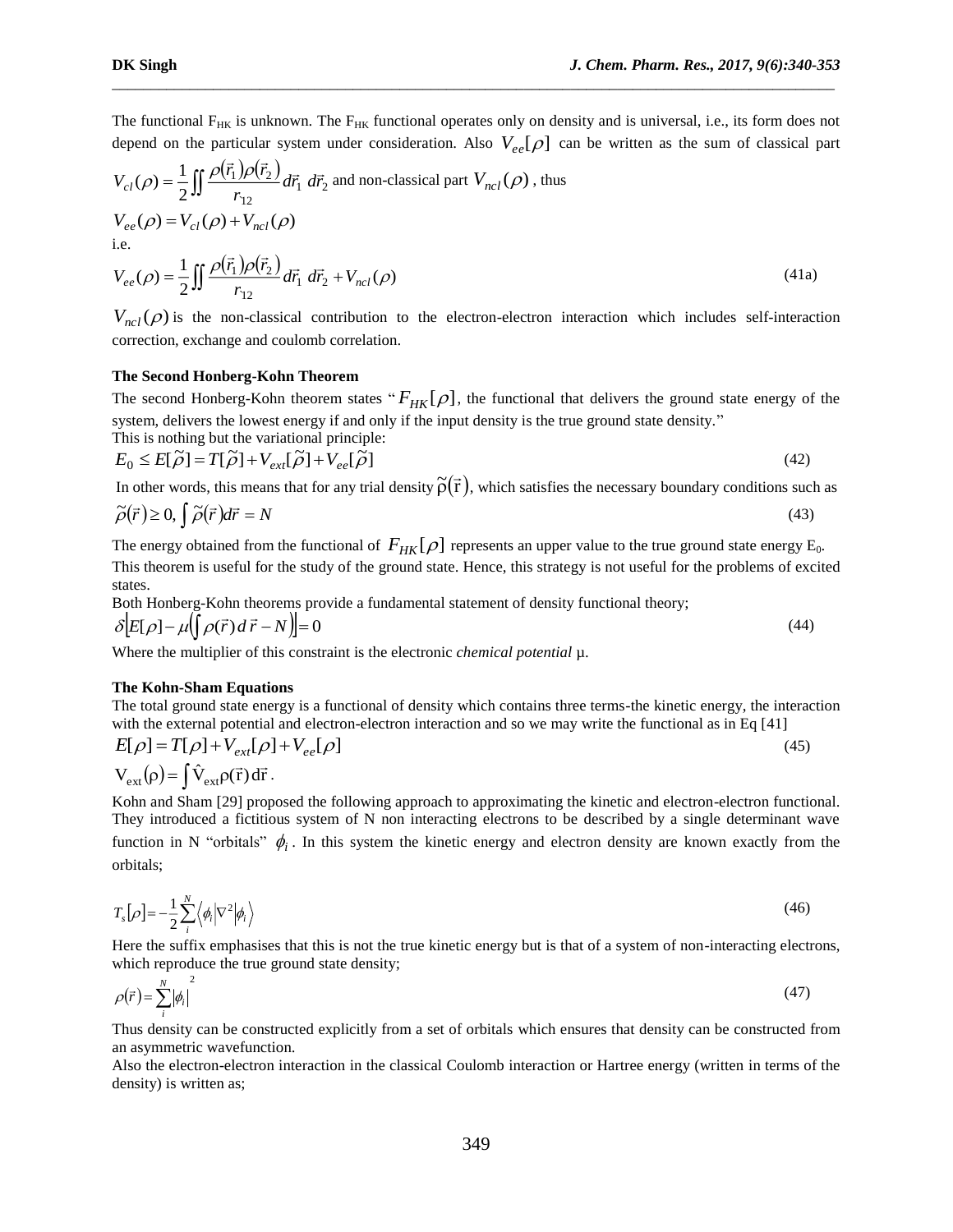The functional $F_{HK}$ is unknown. The $F_{HK}$ functional operates only on density and is universal, i.e., its form does not depend on the particular system under consideration. Also $V_{ee}[\rho]$ can be written as the sum of classical part $V_{cl}(\rho) = \frac{1}{2}\iint \frac{\rho(\vec{r}_1)\rho(\vec{r}_2)}{r_{12}} d\vec{r}_1\, d\vec{r}_2$ and non-classical part $V_{ncl}(\rho)$, thus

$$V_{ee}(\rho) = V_{cl}(\rho) + V_{ncl}(\rho)$$

i.e.

$$V_{ee}(\rho) = \frac{1}{2}\iint \frac{\rho(\vec{r}_1)\rho(\vec{r}_2)}{r_{12}} d\vec{r}_1\, d\vec{r}_2 + V_{ncl}(\rho) \tag{41a}$$

$V_{ncl}(\rho)$ is the non-classical contribution to the electron-electron interaction which includes self-interaction correction, exchange and coulomb correlation.

**The Second Honberg-Kohn Theorem**

The second Honberg-Kohn theorem states "$F_{HK}[\rho]$, the functional that delivers the ground state energy of the system, delivers the lowest energy if and only if the input density is the true ground state density."

This is nothing but the variational principle:

$$E_0 \le E[\tilde{\rho}] = T[\tilde{\rho}] + V_{ext}[\tilde{\rho}] + V_{ee}[\tilde{\rho}] \tag{42}$$

In other words, this means that for any trial density $\tilde{\rho}(\vec{r})$, which satisfies the necessary boundary conditions such as

$$\tilde{\rho}(\vec{r}) \ge 0, \int \tilde{\rho}(\vec{r}) d\vec{r} = N \tag{43}$$

The energy obtained from the functional of $F_{HK}[\rho]$ represents an upper value to the true ground state energy $E_0$. This theorem is useful for the study of the ground state. Hence, this strategy is not useful for the problems of excited states.

Both Honberg-Kohn theorems provide a fundamental statement of density functional theory;

$$\delta\left[E[\rho] - \mu\left(\int \rho(\vec{r})\, d\vec{r} - N\right)\right] = 0 \tag{44}$$

Where the multiplier of this constraint is the electronic *chemical potential* μ.

**The Kohn-Sham Equations**

The total ground state energy is a functional of density which contains three terms-the kinetic energy, the interaction with the external potential and electron-electron interaction and so we may write the functional as in Eq [41]

$$E[\rho] = T[\rho] + V_{ext}[\rho] + V_{ee}[\rho] \tag{45}$$

$$V_{ext}(\rho) = \int \hat{V}_{ext}\rho(\vec{r})\, d\vec{r}\,.$$

Kohn and Sham [29] proposed the following approach to approximating the kinetic and electron-electron functional. They introduced a fictitious system of N non interacting electrons to be described by a single determinant wave function in N "orbitals" $\phi_i$. In this system the kinetic energy and electron density are known exactly from the orbitals;

$$T_s[\rho] = -\frac{1}{2}\sum_i^N \langle \phi_i | \nabla^2 | \phi_i \rangle \tag{46}$$

Here the suffix emphasises that this is not the true kinetic energy but is that of a system of non-interacting electrons, which reproduce the true ground state density;

$$\rho(\vec{r}) = \sum_i^N |\phi_i|^2 \tag{47}$$

Thus density can be constructed explicitly from a set of orbitals which ensures that density can be constructed from an asymmetric wavefunction.

Also the electron-electron interaction in the classical Coulomb interaction or Hartree energy (written in terms of the density) is written as;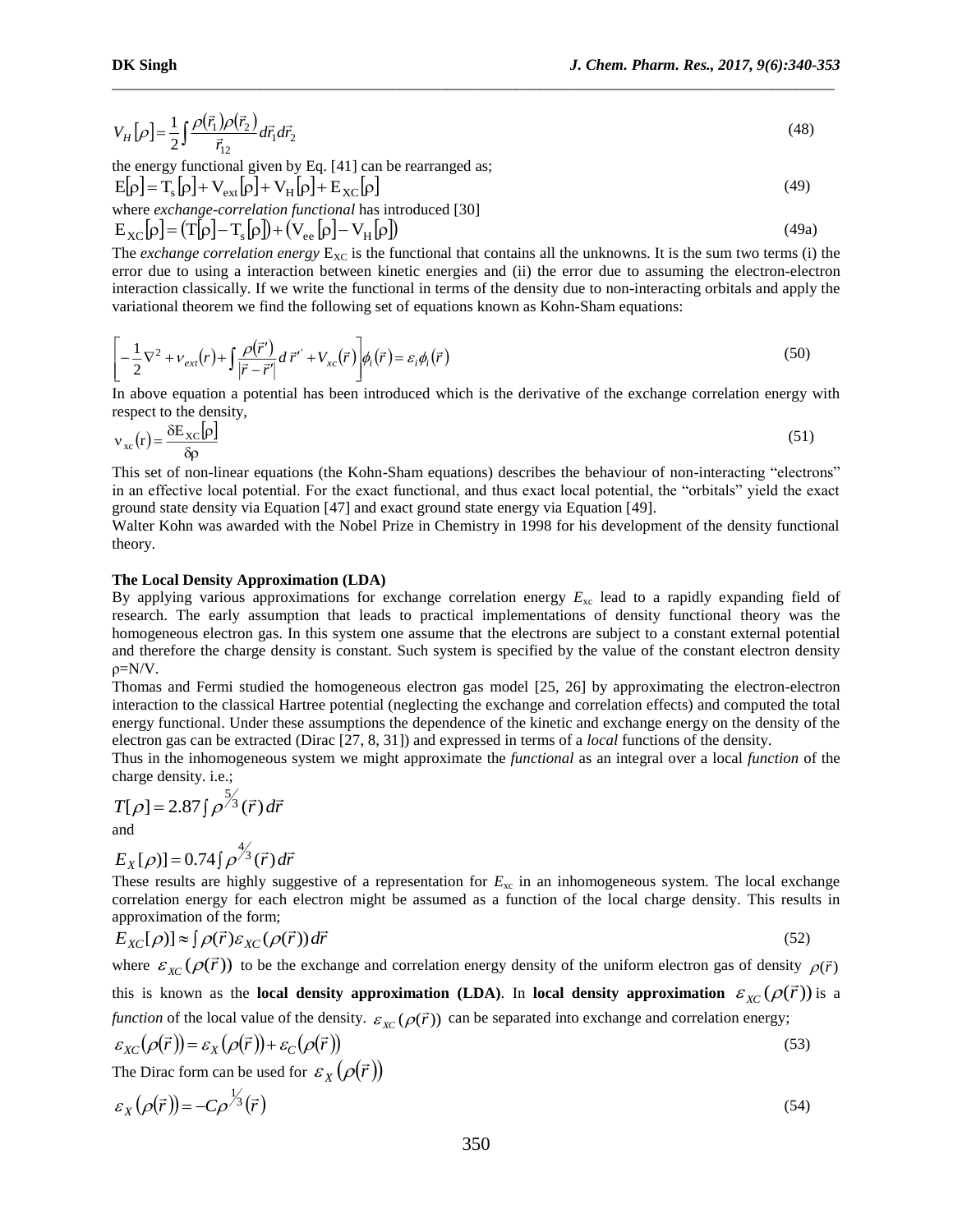$$V_H[\rho] = \frac{1}{2}\int \frac{\rho(\vec{r}_1)\rho(\vec{r}_2)}{\vec{r}_{12}} d\vec{r}_1 d\vec{r}_2 \tag{48}$$

the energy functional given by Eq. [41] can be rearranged as;

$$E[\rho] = T_s[\rho] + V_{ext}[\rho] + V_H[\rho] + E_{XC}[\rho] \tag{49}$$

where *exchange-correlation functional* has introduced [30]

$$E_{XC}[\rho] = (T[\rho] - T_s[\rho]) + (V_{ee}[\rho] - V_H[\rho]) \tag{49a}$$

The *exchange correlation energy* $E_{XC}$ is the functional that contains all the unknowns. It is the sum two terms (i) the error due to using a interaction between kinetic energies and (ii) the error due to assuming the electron-electron interaction classically. If we write the functional in terms of the density due to non-interacting orbitals and apply the variational theorem we find the following set of equations known as Kohn-Sham equations:

$$\left[-\frac{1}{2}\nabla^2 + v_{ext}(r) + \int \frac{\rho(\vec{r}')}{|\vec{r} - \vec{r}'|} d\vec{r}' + V_{xc}(\vec{r})\right]\phi_i(\vec{r}) = \varepsilon_i \phi_i(\vec{r}) \tag{50}$$

In above equation a potential has been introduced which is the derivative of the exchange correlation energy with respect to the density,

$$v_{xc}(r) = \frac{\delta E_{XC}[\rho]}{\delta \rho} \tag{51}$$

This set of non-linear equations (the Kohn-Sham equations) describes the behaviour of non-interacting "electrons" in an effective local potential. For the exact functional, and thus exact local potential, the "orbitals" yield the exact ground state density via Equation [47] and exact ground state energy via Equation [49].

Walter Kohn was awarded with the Nobel Prize in Chemistry in 1998 for his development of the density functional theory.

**The Local Density Approximation (LDA)**

By applying various approximations for exchange correlation energy $E_{xc}$ lead to a rapidly expanding field of research. The early assumption that leads to practical implementations of density functional theory was the homogeneous electron gas. In this system one assume that the electrons are subject to a constant external potential and therefore the charge density is constant. Such system is specified by the value of the constant electron density $\rho = N/V$.

Thomas and Fermi studied the homogeneous electron gas model [25, 26] by approximating the electron-electron interaction to the classical Hartree potential (neglecting the exchange and correlation effects) and computed the total energy functional. Under these assumptions the dependence of the kinetic and exchange energy on the density of the electron gas can be extracted (Dirac [27, 8, 31]) and expressed in terms of a *local* functions of the density.

Thus in the inhomogeneous system we might approximate the *functional* as an integral over a local *function* of the charge density. i.e.;

$$T[\rho] = 2.87\int \rho^{5/3}(\vec{r})\, d\vec{r}$$

and

$$E_X[\rho)] = 0.74\int \rho^{4/3}(\vec{r})\, d\vec{r}$$

These results are highly suggestive of a representation for $E_{xc}$ in an inhomogeneous system. The local exchange correlation energy for each electron might be assumed as a function of the local charge density. This results in approximation of the form;

$$E_{XC}[\rho)] \approx \int \rho(\vec{r})\varepsilon_{XC}(\rho(\vec{r}))\, d\vec{r} \tag{52}$$

where $\varepsilon_{XC}(\rho(\vec{r}))$ to be the exchange and correlation energy density of the uniform electron gas of density $\rho(\vec{r})$ this is known as the **local density approximation (LDA)**. In **local density approximation** $\varepsilon_{XC}(\rho(\vec{r}))$ is a *function* of the local value of the density. $\varepsilon_{XC}(\rho(\vec{r}))$ can be separated into exchange and correlation energy;

$$\varepsilon_{XC}(\rho(\vec{r})) = \varepsilon_X(\rho(\vec{r})) + \varepsilon_C(\rho(\vec{r})) \tag{53}$$

The Dirac form can be used for $\varepsilon_X(\rho(\vec{r}))$

$$\varepsilon_X(\rho(\vec{r})) = -C\rho^{1/3}(\vec{r}) \tag{54}$$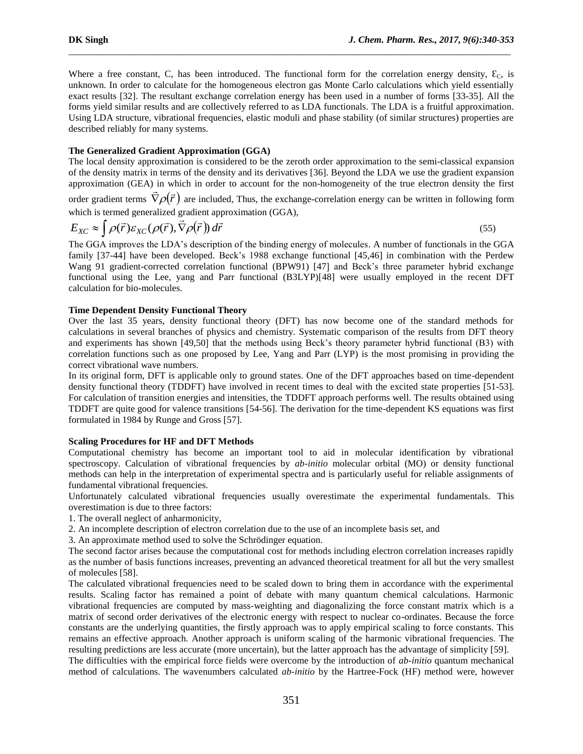Where a free constant, C, has been introduced. The functional form for the correlation energy density, $\varepsilon_C$, is unknown. In order to calculate for the homogeneous electron gas Monte Carlo calculations which yield essentially exact results [32]. The resultant exchange correlation energy has been used in a number of forms [33-35]. All the forms yield similar results and are collectively referred to as LDA functionals. The LDA is a fruitful approximation. Using LDA structure, vibrational frequencies, elastic moduli and phase stability (of similar structures) properties are described reliably for many systems.

**The Generalized Gradient Approximation (GGA)**

The local density approximation is considered to be the zeroth order approximation to the semi-classical expansion of the density matrix in terms of the density and its derivatives [36]. Beyond the LDA we use the gradient expansion approximation (GEA) in which in order to account for the non-homogeneity of the true electron density the first order gradient terms $\vec{\nabla}\rho(\vec{r})$ are included, Thus, the exchange-correlation energy can be written in following form which is termed generalized gradient approximation (GGA),

$$E_{XC} \approx \int \rho(\vec{r})\varepsilon_{XC}(\rho(\vec{r}), \vec{\nabla}\rho(\vec{r}))\, d\vec{r} \tag{55}$$

The GGA improves the LDA's description of the binding energy of molecules. A number of functionals in the GGA family [37-44] have been developed. Beck's 1988 exchange functional [45,46] in combination with the Perdew Wang 91 gradient-corrected correlation functional (BPW91) [47] and Beck's three parameter hybrid exchange functional using the Lee, yang and Parr functional (B3LYP)[48] were usually employed in the recent DFT calculation for bio-molecules.

**Time Dependent Density Functional Theory**

Over the last 35 years, density functional theory (DFT) has now become one of the standard methods for calculations in several branches of physics and chemistry. Systematic comparison of the results from DFT theory and experiments has shown [49,50] that the methods using Beck's theory parameter hybrid functional (B3) with correlation functions such as one proposed by Lee, Yang and Parr (LYP) is the most promising in providing the correct vibrational wave numbers.

In its original form, DFT is applicable only to ground states. One of the DFT approaches based on time-dependent density functional theory (TDDFT) have involved in recent times to deal with the excited state properties [51-53]. For calculation of transition energies and intensities, the TDDFT approach performs well. The results obtained using TDDFT are quite good for valence transitions [54-56]. The derivation for the time-dependent KS equations was first formulated in 1984 by Runge and Gross [57].

**Scaling Procedures for HF and DFT Methods**

Computational chemistry has become an important tool to aid in molecular identification by vibrational spectroscopy. Calculation of vibrational frequencies by *ab-initio* molecular orbital (MO) or density functional methods can help in the interpretation of experimental spectra and is particularly useful for reliable assignments of fundamental vibrational frequencies.

Unfortunately calculated vibrational frequencies usually overestimate the experimental fundamentals. This overestimation is due to three factors:

1. The overall neglect of anharmonicity,
2. An incomplete description of electron correlation due to the use of an incomplete basis set, and
3. An approximate method used to solve the Schrödinger equation.

The second factor arises because the computational cost for methods including electron correlation increases rapidly as the number of basis functions increases, preventing an advanced theoretical treatment for all but the very smallest of molecules [58].

The calculated vibrational frequencies need to be scaled down to bring them in accordance with the experimental results. Scaling factor has remained a point of debate with many quantum chemical calculations. Harmonic vibrational frequencies are computed by mass-weighting and diagonalizing the force constant matrix which is a matrix of second order derivatives of the electronic energy with respect to nuclear co-ordinates. Because the force constants are the underlying quantities, the firstly approach was to apply empirical scaling to force constants. This remains an effective approach. Another approach is uniform scaling of the harmonic vibrational frequencies. The resulting predictions are less accurate (more uncertain), but the latter approach has the advantage of simplicity [59].

The difficulties with the empirical force fields were overcome by the introduction of *ab-initio* quantum mechanical method of calculations. The wavenumbers calculated *ab-initio* by the Hartree-Fock (HF) method were, however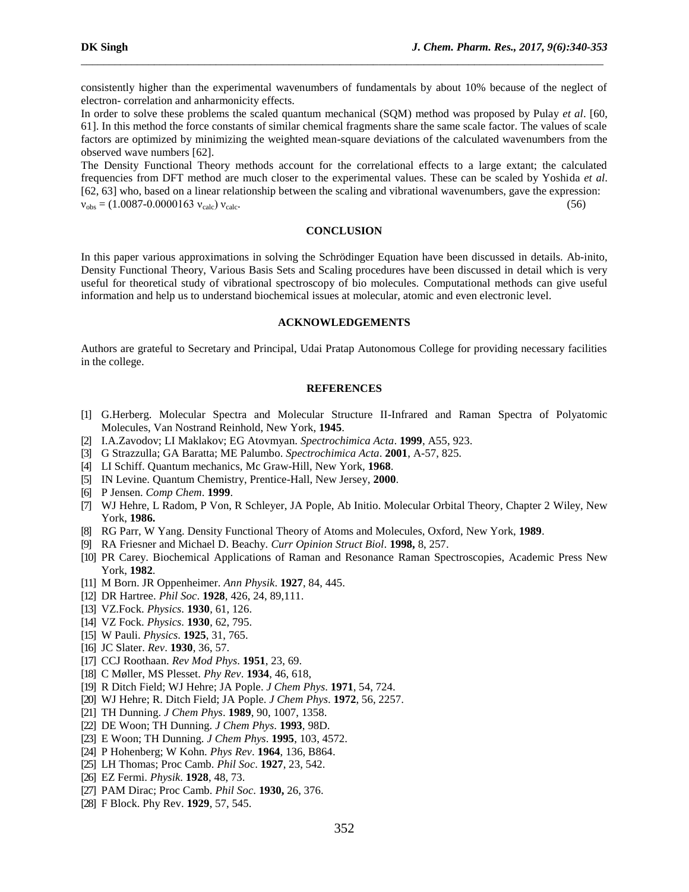consistently higher than the experimental wavenumbers of fundamentals by about 10% because of the neglect of electron- correlation and anharmonicity effects.

In order to solve these problems the scaled quantum mechanical (SQM) method was proposed by Pulay *et al*. [60, 61]. In this method the force constants of similar chemical fragments share the same scale factor. The values of scale factors are optimized by minimizing the weighted mean-square deviations of the calculated wavenumbers from the observed wave numbers [62].

The Density Functional Theory methods account for the correlational effects to a large extant; the calculated frequencies from DFT method are much closer to the experimental values. These can be scaled by Yoshida *et al*. [62, 63] who, based on a linear relationship between the scaling and vibrational wavenumbers, gave the expression:

$$\nu_{obs} = (1.0087\text{-}0.0000163\ \nu_{calc})\ \nu_{calc}. \tag{56}$$

## CONCLUSION

In this paper various approximations in solving the Schrödinger Equation have been discussed in details. Ab-inito, Density Functional Theory, Various Basis Sets and Scaling procedures have been discussed in detail which is very useful for theoretical study of vibrational spectroscopy of bio molecules. Computational methods can give useful information and help us to understand biochemical issues at molecular, atomic and even electronic level.

## ACKNOWLEDGEMENTS

Authors are grateful to Secretary and Principal, Udai Pratap Autonomous College for providing necessary facilities in the college.

## REFERENCES

[1] G.Herberg. Molecular Spectra and Molecular Structure II-Infrared and Raman Spectra of Polyatomic Molecules, Van Nostrand Reinhold, New York, **1945**.

[2] I.A.Zavodov; LI Maklakov; EG Atovmyan. *Spectrochimica Acta*. **1999**, A55, 923.

[3] G Strazzulla; GA Baratta; ME Palumbo. *Spectrochimica Acta*. **2001**, A-57, 825.

[4] LI Schiff. Quantum mechanics, Mc Graw-Hill, New York, **1968**.

[5] IN Levine. Quantum Chemistry, Prentice-Hall, New Jersey, **2000**.

[6] P Jensen. *Comp Chem*. **1999**.

[7] WJ Hehre, L Radom, P Von, R Schleyer, JA Pople, Ab Initio. Molecular Orbital Theory, Chapter 2 Wiley, New York, **1986.**

[8] RG Parr, W Yang. Density Functional Theory of Atoms and Molecules, Oxford, New York, **1989**.

[9] RA Friesner and Michael D. Beachy. *Curr Opinion Struct Biol*. **1998,** 8, 257.

[10] PR Carey. Biochemical Applications of Raman and Resonance Raman Spectroscopies, Academic Press New York, **1982**.

[11] M Born. JR Oppenheimer. *Ann Physik*. **1927**, 84, 445.

[12] DR Hartree. *Phil Soc*. **1928**, 426, 24, 89,111.

[13] VZ.Fock. *Physics*. **1930**, 61, 126.

[14] VZ Fock. *Physics*. **1930**, 62, 795.

[15] W Pauli. *Physics*. **1925**, 31, 765.

[16] JC Slater. *Rev*. **1930**, 36, 57.

[17] CCJ Roothaan. *Rev Mod Phys*. **1951**, 23, 69.

[18] C Møller, MS Plesset. *Phy Rev*. **1934**, 46, 618,

[19] R Ditch Field; WJ Hehre; JA Pople. *J Chem Phys*. **1971**, 54, 724.

[20] WJ Hehre; R. Ditch Field; JA Pople. *J Chem Phys*. **1972**, 56, 2257.

[21] TH Dunning. *J Chem Phys*. **1989**, 90, 1007, 1358.

[22] DE Woon; TH Dunning. *J Chem Phys*. **1993**, 98D.

[23] E Woon; TH Dunning. *J Chem Phys*. **1995**, 103, 4572.

[24] P Hohenberg; W Kohn. *Phys Rev*. **1964**, 136, B864.

[25] LH Thomas; Proc Camb. *Phil Soc*. **1927**, 23, 542.

[26] EZ Fermi. *Physik*. **1928**, 48, 73.

[27] PAM Dirac; Proc Camb. *Phil Soc*. **1930,** 26, 376.

[28] F Block. Phy Rev. **1929**, 57, 545.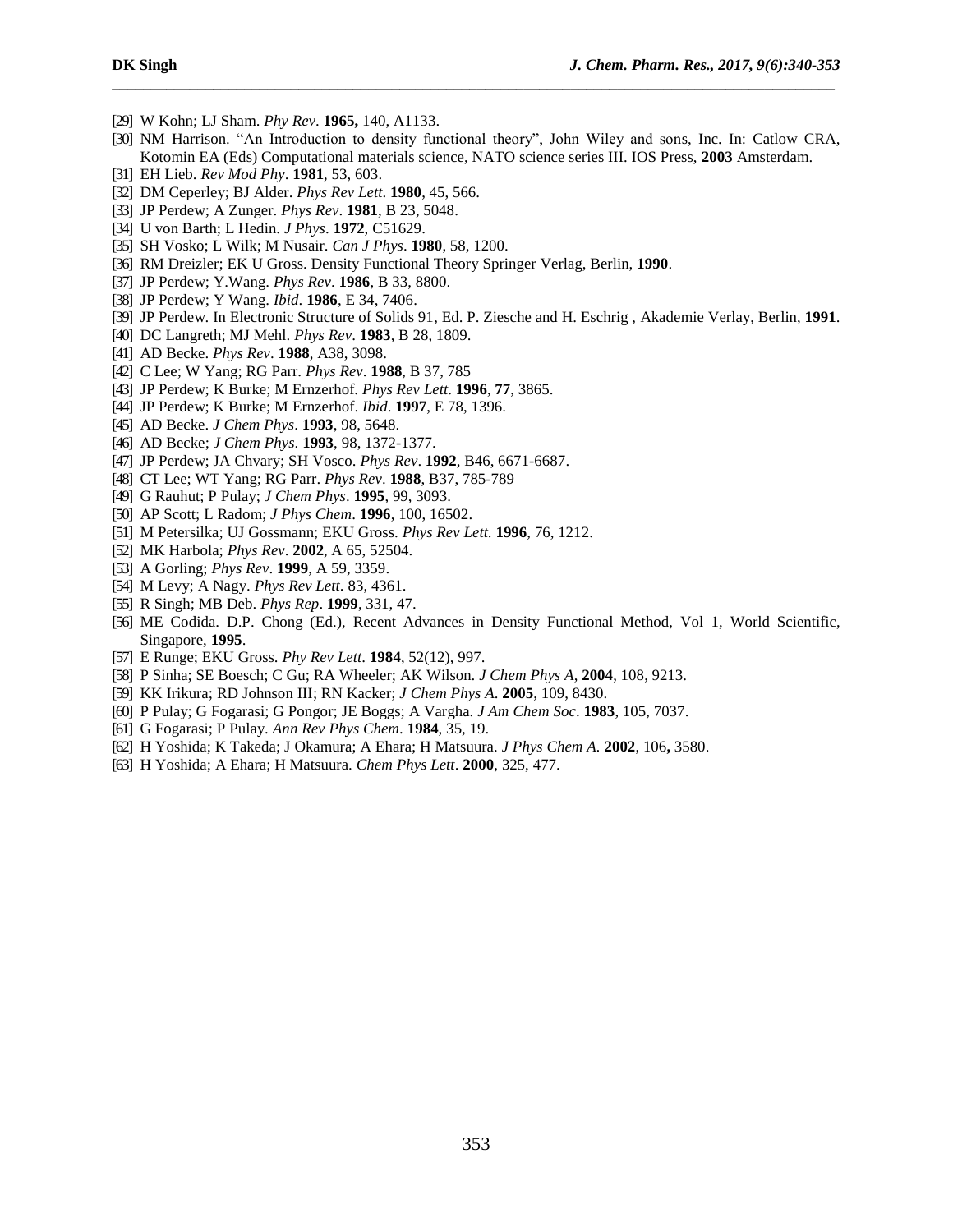[29] W Kohn; LJ Sham. *Phy Rev*. **1965,** 140, A1133.

[30] NM Harrison. "An Introduction to density functional theory", John Wiley and sons, Inc. In: Catlow CRA, Kotomin EA (Eds) Computational materials science, NATO science series III. IOS Press, **2003** Amsterdam.

[31] EH Lieb. *Rev Mod Phy*. **1981**, 53, 603.

[32] DM Ceperley; BJ Alder. *Phys Rev Lett*. **1980**, 45, 566.

[33] JP Perdew; A Zunger. *Phys Rev*. **1981**, B 23, 5048.

[34] U von Barth; L Hedin. *J Phys*. **1972**, C51629.

[35] SH Vosko; L Wilk; M Nusair. *Can J Phys*. **1980**, 58, 1200.

[36] RM Dreizler; EK U Gross. Density Functional Theory Springer Verlag, Berlin, **1990**.

[37] JP Perdew; Y.Wang. *Phys Rev*. **1986**, B 33, 8800.

[38] JP Perdew; Y Wang. *Ibid*. **1986**, E 34, 7406.

[39] JP Perdew. In Electronic Structure of Solids 91, Ed. P. Ziesche and H. Eschrig , Akademie Verlay, Berlin, **1991**.

[40] DC Langreth; MJ Mehl. *Phys Rev*. **1983**, B 28, 1809.

[41] AD Becke. *Phys Rev*. **1988**, A38, 3098.

[42] C Lee; W Yang; RG Parr. *Phys Rev*. **1988**, B 37, 785

[43] JP Perdew; K Burke; M Ernzerhof. *Phys Rev Lett*. **1996**, **77**, 3865.

[44] JP Perdew; K Burke; M Ernzerhof. *Ibid*. **1997**, E 78, 1396.

[45] AD Becke. *J Chem Phys*. **1993**, 98, 5648.

[46] AD Becke; *J Chem Phys*. **1993**, 98, 1372-1377.

[47] JP Perdew; JA Chvary; SH Vosco. *Phys Rev*. **1992**, B46, 6671-6687.

[48] CT Lee; WT Yang; RG Parr. *Phys Rev*. **1988**, B37, 785-789

[49] G Rauhut; P Pulay; *J Chem Phys*. **1995**, 99, 3093.

[50] AP Scott; L Radom; *J Phys Chem*. **1996**, 100, 16502.

[51] M Petersilka; UJ Gossmann; EKU Gross. *Phys Rev Lett.* **1996**, 76, 1212.

[52] MK Harbola; *Phys Rev*. **2002**, A 65, 52504.

[53] A Gorling; *Phys Rev*. **1999**, A 59, 3359.

[54] M Levy; A Nagy. *Phys Rev Lett*. 83, 4361.

[55] R Singh; MB Deb. *Phys Rep*. **1999**, 331, 47.

[56] ME Codida. D.P. Chong (Ed.), Recent Advances in Density Functional Method, Vol 1, World Scientific, Singapore, **1995**.

[57] E Runge; EKU Gross. *Phy Rev Lett*. **1984**, 52(12), 997.

[58] P Sinha; SE Boesch; C Gu; RA Wheeler; AK Wilson. *J Chem Phys A*, **2004**, 108, 9213.

[59] KK Irikura; RD Johnson III; RN Kacker; *J Chem Phys A*. **2005**, 109, 8430.

[60] P Pulay; G Fogarasi; G Pongor; JE Boggs; A Vargha. *J Am Chem Soc*. **1983**, 105, 7037.

[61] G Fogarasi; P Pulay. *Ann Rev Phys Chem*. **1984**, 35, 19.

[62] H Yoshida; K Takeda; J Okamura; A Ehara; H Matsuura. *J Phys Chem A*. **2002**, 106**,** 3580.

[63] H Yoshida; A Ehara; H Matsuura. *Chem Phys Lett*. **2000**, 325, 477.